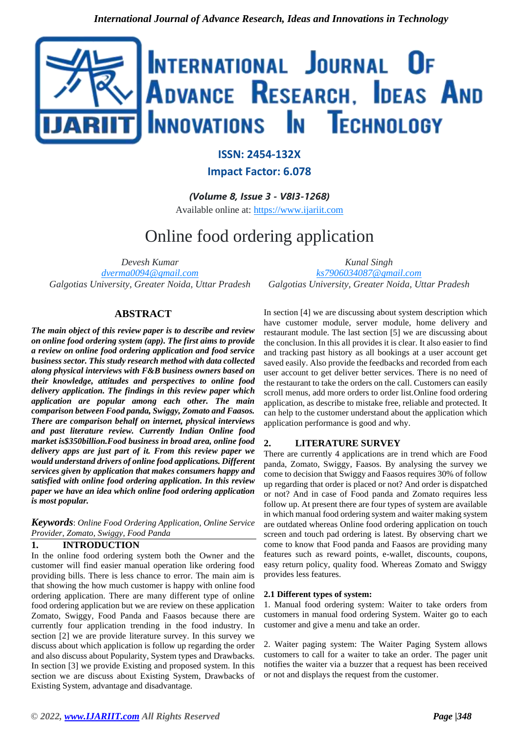# Online food ordering application

*Devesh Kumar*
*dverma0094@gmail.com*
*Galgotias University, Greater Noida, Uttar Pradesh*

*Kunal Singh*
*ks7906034087@gmail.com*
*Galgotias University, Greater Noida, Uttar Pradesh*

## ABSTRACT

***The main object of this review paper is to describe and review on online food ordering system (app). The first aims to provide a review on online food ordering application and food service business sector. This study research method with data collected along physical interviews with F&B business owners based on their knowledge, attitudes and perspectives to online food delivery application. The findings in this review paper which application are popular among each other. The main comparison between Food panda, Swiggy, Zomato and Faasos. There are comparison behalf on internet, physical interviews and past literature review. Currently Indian Online food market is$350billion.Food business in broad area, online food delivery apps are just part of it. From this review paper we would understand drivers of online food applications. Different services given by application that makes consumers happy and satisfied with online food ordering application. In this review paper we have an idea which online food ordering application is most popular.***

***Keywords**: Online Food Ordering Application, Online Service Provider, Zomato, Swiggy, Food Panda*

## 1. INTRODUCTION

In the online food ordering system both the Owner and the customer will find easier manual operation like ordering food providing bills. There is less chance to error. The main aim is that showing the how much customer is happy with online food ordering application. There are many different type of online food ordering application but we are review on these application Zomato, Swiggy, Food Panda and Faasos because there are currently four application trending in the food industry. In section [2] we are provide literature survey. In this survey we discuss about which application is follow up regarding the order and also discuss about Popularity, System types and Drawbacks. In section [3] we provide Existing and proposed system. In this section we are discuss about Existing System, Drawbacks of Existing System, advantage and disadvantage.

In section [4] we are discussing about system description which have customer module, server module, home delivery and restaurant module. The last section [5] we are discussing about the conclusion. In this all provides it is clear. It also easier to find and tracking past history as all bookings at a user account get saved easily. Also provide the feedbacks and recorded from each user account to get deliver better services. There is no need of the restaurant to take the orders on the call. Customers can easily scroll menus, add more orders to order list.Online food ordering application, as describe to mistake free, reliable and protected. It can help to the customer understand about the application which application performance is good and why.

## 2. LITERATURE SURVEY

There are currently 4 applications are in trend which are Food panda, Zomato, Swiggy, Faasos. By analysing the survey we come to decision that Swiggy and Faasos requires 30% of follow up regarding that order is placed or not? And order is dispatched or not? And in case of Food panda and Zomato requires less follow up. At present there are four types of system are available in which manual food ordering system and waiter making system are outdated whereas Online food ordering application on touch screen and touch pad ordering is latest. By observing chart we come to know that Food panda and Faasos are providing many features such as reward points, e-wallet, discounts, coupons, easy return policy, quality food. Whereas Zomato and Swiggy provides less features.

### 2.1 Different types of system:

1. Manual food ordering system: Waiter to take orders from customers in manual food ordering System. Waiter go to each customer and give a menu and take an order.

2. Waiter paging system: The Waiter Paging System allows customers to call for a waiter to take an order. The pager unit notifies the waiter via a buzzer that a request has been received or not and displays the request from the customer.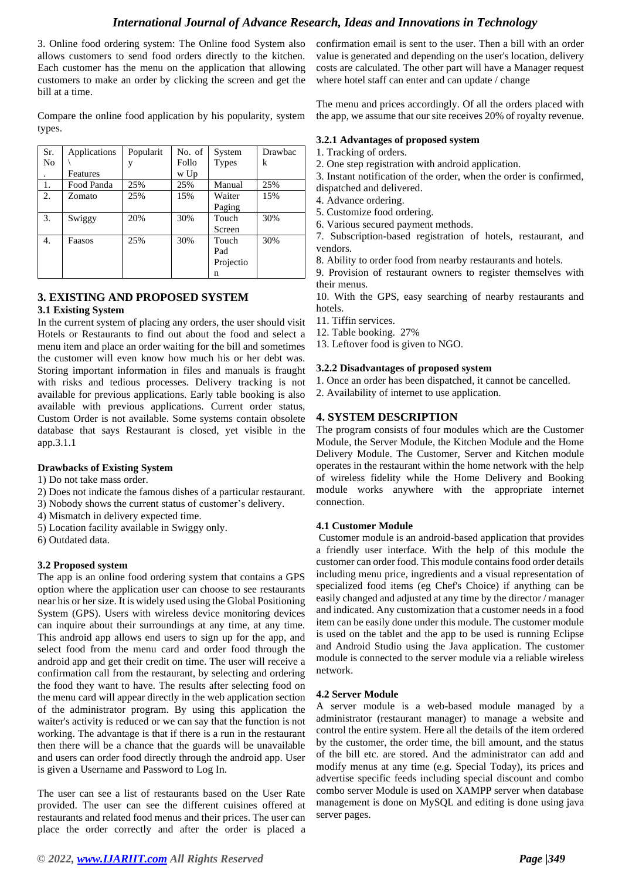3. Online food ordering system: The Online food System also allows customers to send food orders directly to the kitchen. Each customer has the menu on the application that allowing customers to make an order by clicking the screen and get the bill at a time.

Compare the online food application by his popularity, system types.

| Sr. No. | Applications \ Features | Popularity | No. of Follow Up | System Types | Drawback |
|---|---|---|---|---|---|
| 1. | Food Panda | 25% | 25% | Manual | 25% |
| 2. | Zomato | 25% | 15% | Waiter Paging | 15% |
| 3. | Swiggy | 20% | 30% | Touch Screen | 30% |
| 4. | Faasos | 25% | 30% | Touch Pad Projection | 30% |

## 3. EXISTING AND PROPOSED SYSTEM

### 3.1 Existing System

In the current system of placing any orders, the user should visit Hotels or Restaurants to find out about the food and select a menu item and place an order waiting for the bill and sometimes the customer will even know how much his or her debt was. Storing important information in files and manuals is fraught with risks and tedious processes. Delivery tracking is not available for previous applications. Early table booking is also available with previous applications. Current order status, Custom Order is not available. Some systems contain obsolete database that says Restaurant is closed, yet visible in the app.3.1.1

**Drawbacks of Existing System**

1) Do not take mass order.
2) Does not indicate the famous dishes of a particular restaurant.
3) Nobody shows the current status of customer's delivery.
4) Mismatch in delivery expected time.
5) Location facility available in Swiggy only.
6) Outdated data.

### 3.2 Proposed system

The app is an online food ordering system that contains a GPS option where the application user can choose to see restaurants near his or her size. It is widely used using the Global Positioning System (GPS). Users with wireless device monitoring devices can inquire about their surroundings at any time. This android app allows end users to sign up for the app, and select food from the menu card and order food through the android app and get their credit on time. The user will receive a confirmation call from the restaurant, by selecting and ordering the food they want to have. The results after selecting food on the menu card will appear directly in the web application section of the administrator program. By using this application the waiter's activity is reduced or we can say that the function is not working. The advantage is that if there is a run in the restaurant then there will be a chance that the guards will be unavailable and users can order food directly through the android app. User is given a Username and Password to Log In.

The user can see a list of restaurants based on the User Rate provided. The user can see the different cuisines offered at restaurants and related food menus and their prices. The user can place the order correctly and after the order is placed a confirmation email is sent to the user. Then a bill with an order value is generated and depending on the user's location, delivery costs are calculated. The other part will have a Manager request where hotel staff can enter and can update / change

The menu and prices accordingly. Of all the orders placed with the app, we assume that our site receives 20% of royalty revenue.

#### 3.2.1 Advantages of proposed system

1. Tracking of orders.
2. One step registration with android application.
3. Instant notification of the order, when the order is confirmed, dispatched and delivered.
4. Advance ordering.
5. Customize food ordering.
6. Various secured payment methods.
7. Subscription-based registration of hotels, restaurant, and vendors.
8. Ability to order food from nearby restaurants and hotels.
9. Provision of restaurant owners to register themselves with their menus.
10. With the GPS, easy searching of nearby restaurants and hotels.
11. Tiffin services.
12. Table booking. 27%
13. Leftover food is given to NGO.

#### 3.2.2 Disadvantages of proposed system

1. Once an order has been dispatched, it cannot be cancelled.
2. Availability of internet to use application.

## 4. SYSTEM DESCRIPTION

The program consists of four modules which are the Customer Module, the Server Module, the Kitchen Module and the Home Delivery Module. The Customer, Server and Kitchen module operates in the restaurant within the home network with the help of wireless fidelity while the Home Delivery and Booking module works anywhere with the appropriate internet connection.

### 4.1 Customer Module

Customer module is an android-based application that provides a friendly user interface. With the help of this module the customer can order food. This module contains food order details including menu price, ingredients and a visual representation of specialized food items (eg Chef's Choice) if anything can be easily changed and adjusted at any time by the director / manager and indicated. Any customization that a customer needs in a food item can be easily done under this module. The customer module is used on the tablet and the app to be used is running Eclipse and Android Studio using the Java application. The customer module is connected to the server module via a reliable wireless network.

### 4.2 Server Module

A server module is a web-based module managed by a administrator (restaurant manager) to manage a website and control the entire system. Here all the details of the item ordered by the customer, the order time, the bill amount, and the status of the bill etc. are stored. And the administrator can add and modify menus at any time (e.g. Special Today), its prices and advertise specific feeds including special discount and combo combo server Module is used on XAMPP server when database management is done on MySQL and editing is done using java server pages.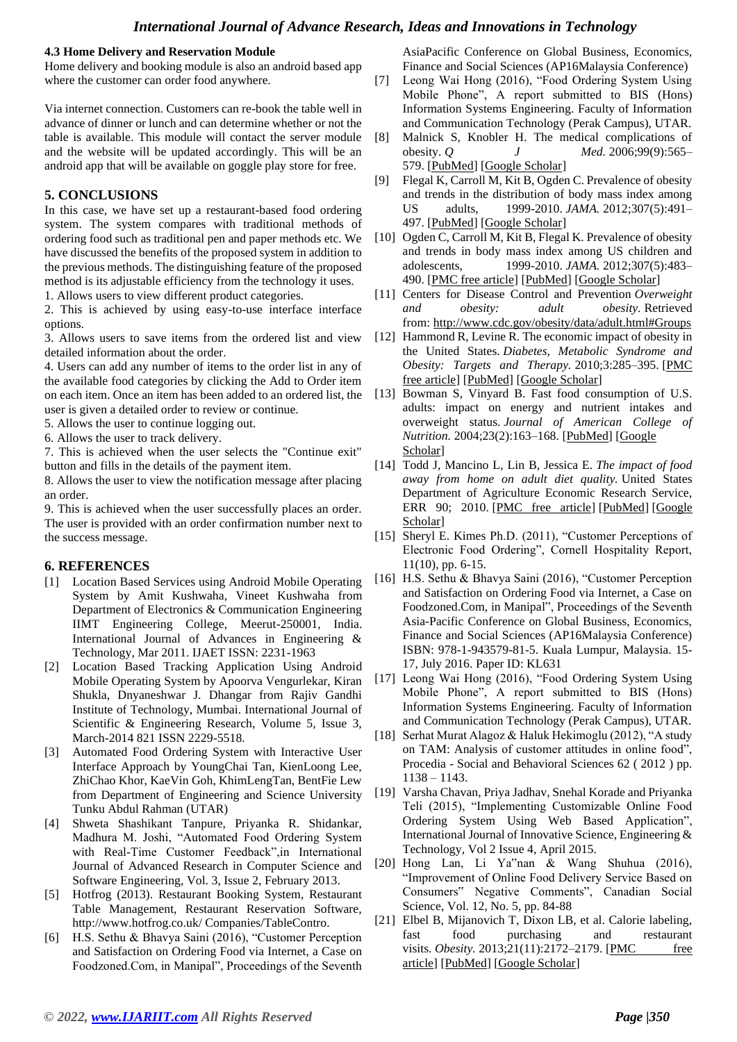### 4.3 Home Delivery and Reservation Module

Home delivery and booking module is also an android based app where the customer can order food anywhere.

Via internet connection. Customers can re-book the table well in advance of dinner or lunch and can determine whether or not the table is available. This module will contact the server module and the website will be updated accordingly. This will be an android app that will be available on goggle play store for free.

## 5. CONCLUSIONS

In this case, we have set up a restaurant-based food ordering system. The system compares with traditional methods of ordering food such as traditional pen and paper methods etc. We have discussed the benefits of the proposed system in addition to the previous methods. The distinguishing feature of the proposed method is its adjustable efficiency from the technology it uses.

1. Allows users to view different product categories.
2. This is achieved by using easy-to-use interface interface options.
3. Allows users to save items from the ordered list and view detailed information about the order.
4. Users can add any number of items to the order list in any of the available food categories by clicking the Add to Order item on each item. Once an item has been added to an ordered list, the user is given a detailed order to review or continue.
5. Allows the user to continue logging out.
6. Allows the user to track delivery.
7. This is achieved when the user selects the "Continue exit" button and fills in the details of the payment item.
8. Allows the user to view the notification message after placing an order.
9. This is achieved when the user successfully places an order. The user is provided with an order confirmation number next to the success message.

## 6. REFERENCES

[1] Location Based Services using Android Mobile Operating System by Amit Kushwaha, Vineet Kushwaha from Department of Electronics & Communication Engineering IIMT Engineering College, Meerut-250001, India. International Journal of Advances in Engineering & Technology, Mar 2011. IJAET ISSN: 2231-1963

[2] Location Based Tracking Application Using Android Mobile Operating System by Apoorva Vengurlekar, Kiran Shukla, Dnyaneshwar J. Dhangar from Rajiv Gandhi Institute of Technology, Mumbai. International Journal of Scientific & Engineering Research, Volume 5, Issue 3, March-2014 821 ISSN 2229-5518.

[3] Automated Food Ordering System with Interactive User Interface Approach by YoungChai Tan, KienLoong Lee, ZhiChao Khor, KaeVin Goh, KhimLengTan, BentFie Lew from Department of Engineering and Science University Tunku Abdul Rahman (UTAR)

[4] Shweta Shashikant Tanpure, Priyanka R. Shidankar, Madhura M. Joshi, "Automated Food Ordering System with Real-Time Customer Feedback",in International Journal of Advanced Research in Computer Science and Software Engineering, Vol. 3, Issue 2, February 2013.

[5] Hotfrog (2013). Restaurant Booking System, Restaurant Table Management, Restaurant Reservation Software, http://www.hotfrog.co.uk/ Companies/TableContro.

[6] H.S. Sethu & Bhavya Saini (2016), "Customer Perception and Satisfaction on Ordering Food via Internet, a Case on Foodzoned.Com, in Manipal", Proceedings of the Seventh AsiaPacific Conference on Global Business, Economics, Finance and Social Sciences (AP16Malaysia Conference)

[7] Leong Wai Hong (2016), "Food Ordering System Using Mobile Phone", A report submitted to BIS (Hons) Information Systems Engineering. Faculty of Information and Communication Technology (Perak Campus), UTAR.

[8] Malnick S, Knobler H. The medical complications of obesity. *Q J Med.* 2006;99(9):565–579. [PubMed] [Google Scholar]

[9] Flegal K, Carroll M, Kit B, Ogden C. Prevalence of obesity and trends in the distribution of body mass index among US adults, 1999-2010. *JAMA.* 2012;307(5):491–497. [PubMed] [Google Scholar]

[10] Ogden C, Carroll M, Kit B, Flegal K. Prevalence of obesity and trends in body mass index among US children and adolescents, 1999-2010. *JAMA.* 2012;307(5):483–490. [PMC free article] [PubMed] [Google Scholar]

[11] Centers for Disease Control and Prevention *Overweight and obesity: adult obesity.* Retrieved from: http://www.cdc.gov/obesity/data/adult.html#Groups

[12] Hammond R, Levine R. The economic impact of obesity in the United States. *Diabetes, Metabolic Syndrome and Obesity: Targets and Therapy.* 2010;3:285–395. [PMC free article] [PubMed] [Google Scholar]

[13] Bowman S, Vinyard B. Fast food consumption of U.S. adults: impact on energy and nutrient intakes and overweight status. *Journal of American College of Nutrition.* 2004;23(2):163–168. [PubMed] [Google Scholar]

[14] Todd J, Mancino L, Lin B, Jessica E. *The impact of food away from home on adult diet quality.* United States Department of Agriculture Economic Research Service, ERR 90; 2010. [PMC free article] [PubMed] [Google Scholar]

[15] Sheryl E. Kimes Ph.D. (2011), "Customer Perceptions of Electronic Food Ordering", Cornell Hospitality Report, 11(10), pp. 6-15.

[16] H.S. Sethu & Bhavya Saini (2016), "Customer Perception and Satisfaction on Ordering Food via Internet, a Case on Foodzoned.Com, in Manipal", Proceedings of the Seventh Asia-Pacific Conference on Global Business, Economics, Finance and Social Sciences (AP16Malaysia Conference) ISBN: 978-1-943579-81-5. Kuala Lumpur, Malaysia. 15-17, July 2016. Paper ID: KL631

[17] Leong Wai Hong (2016), "Food Ordering System Using Mobile Phone", A report submitted to BIS (Hons) Information Systems Engineering. Faculty of Information and Communication Technology (Perak Campus), UTAR.

[18] Serhat Murat Alagoz & Haluk Hekimoglu (2012), "A study on TAM: Analysis of customer attitudes in online food", Procedia - Social and Behavioral Sciences 62 ( 2012 ) pp. 1138 – 1143.

[19] Varsha Chavan, Priya Jadhav, Snehal Korade and Priyanka Teli (2015), "Implementing Customizable Online Food Ordering System Using Web Based Application", International Journal of Innovative Science, Engineering & Technology, Vol 2 Issue 4, April 2015.

[20] Hong Lan, Li Ya"nan & Wang Shuhua (2016), "Improvement of Online Food Delivery Service Based on Consumers" Negative Comments", Canadian Social Science, Vol. 12, No. 5, pp. 84-88

[21] Elbel B, Mijanovich T, Dixon LB, et al. Calorie labeling, fast food purchasing and restaurant visits. *Obesity.* 2013;21(11):2172–2179. [PMC free article] [PubMed] [Google Scholar]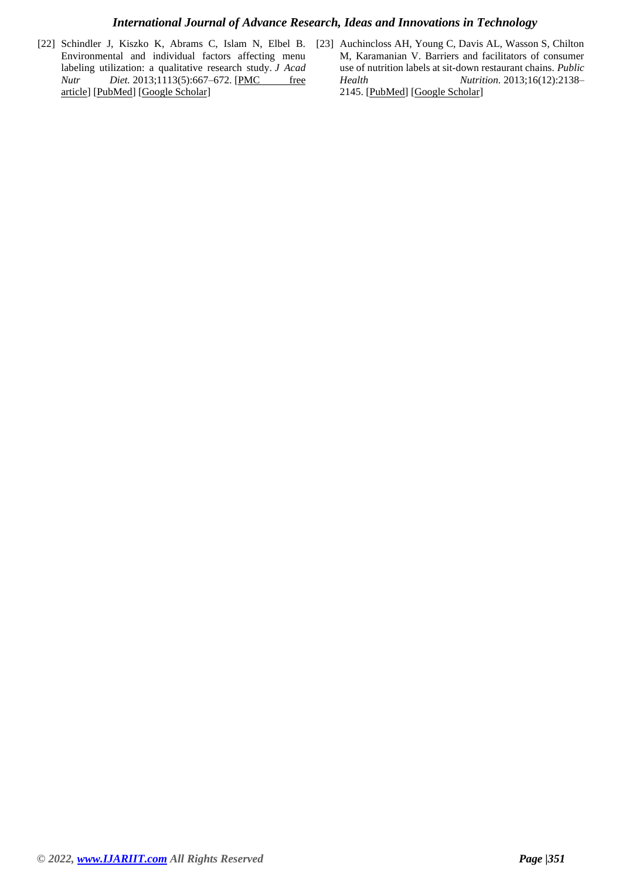[22] Schindler J, Kiszko K, Abrams C, Islam N, Elbel B. Environmental and individual factors affecting menu labeling utilization: a qualitative research study. *J Acad Nutr Diet.* 2013;1113(5):667–672. [PMC free article] [PubMed] [Google Scholar]

[23] Auchincloss AH, Young C, Davis AL, Wasson S, Chilton M, Karamanian V. Barriers and facilitators of consumer use of nutrition labels at sit-down restaurant chains. *Public Health Nutrition.* 2013;16(12):2138–2145. [PubMed] [Google Scholar]